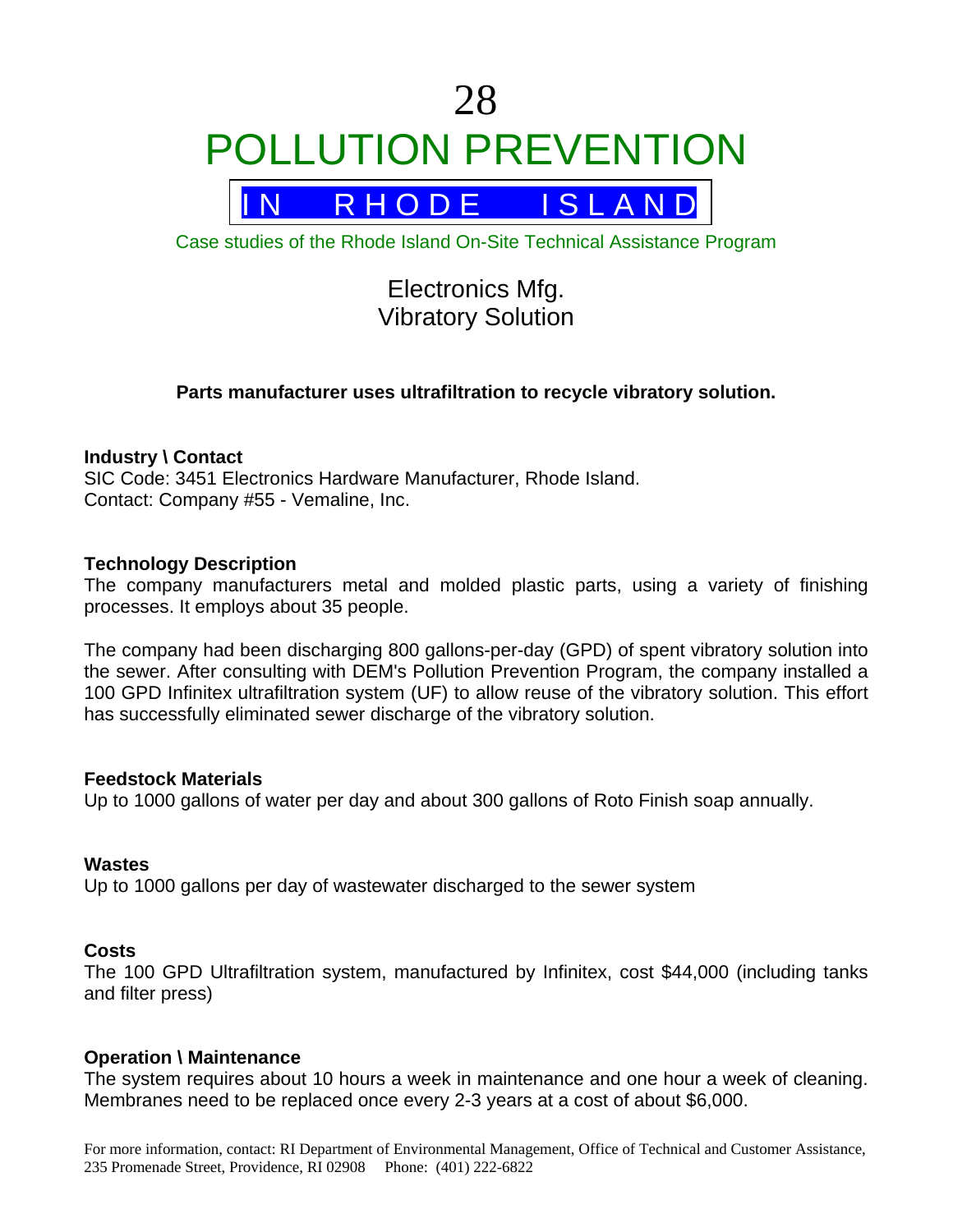# 28

# POLLUTION PREVENTION

## IN RHODE ISLAND

Case studies of the Rhode Island On-Site Technical Assistance Program

## Electronics Mfg.
## Vibratory Solution

**Parts manufacturer uses ultrafiltration to recycle vibratory solution.**

**Industry \ Contact**
SIC Code: 3451 Electronics Hardware Manufacturer, Rhode Island.
Contact: Company #55 - Vemaline, Inc.

**Technology Description**
The company manufacturers metal and molded plastic parts, using a variety of finishing processes. It employs about 35 people.

The company had been discharging 800 gallons-per-day (GPD) of spent vibratory solution into the sewer. After consulting with DEM's Pollution Prevention Program, the company installed a 100 GPD Infinitex ultrafiltration system (UF) to allow reuse of the vibratory solution. This effort has successfully eliminated sewer discharge of the vibratory solution.

**Feedstock Materials**
Up to 1000 gallons of water per day and about 300 gallons of Roto Finish soap annually.

**Wastes**
Up to 1000 gallons per day of wastewater discharged to the sewer system

**Costs**
The 100 GPD Ultrafiltration system, manufactured by Infinitex, cost $44,000 (including tanks and filter press)

**Operation \ Maintenance**
The system requires about 10 hours a week in maintenance and one hour a week of cleaning. Membranes need to be replaced once every 2-3 years at a cost of about $6,000.

For more information, contact: RI Department of Environmental Management, Office of Technical and Customer Assistance, 235 Promenade Street, Providence, RI 02908 Phone: (401) 222-6822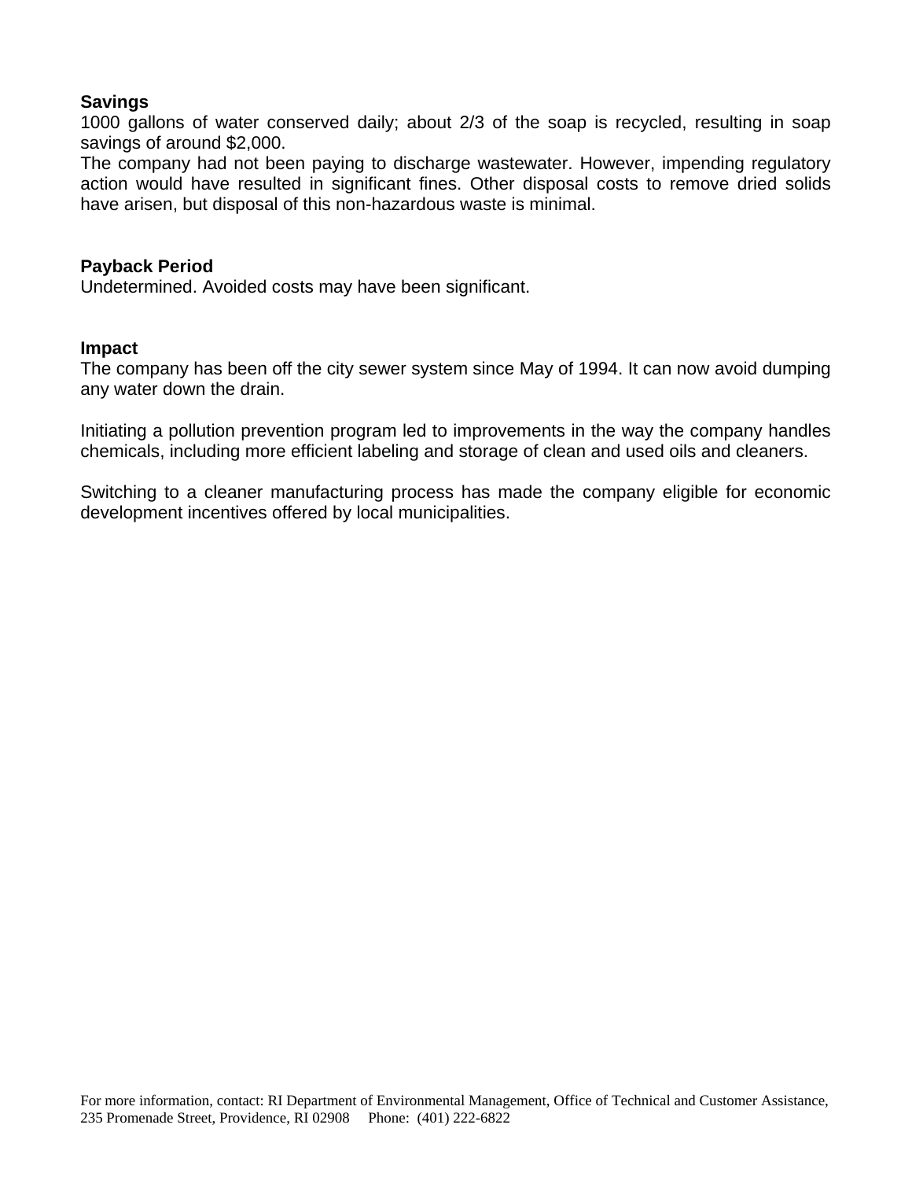### Savings

1000 gallons of water conserved daily; about 2/3 of the soap is recycled, resulting in soap savings of around $2,000.

The company had not been paying to discharge wastewater. However, impending regulatory action would have resulted in significant fines. Other disposal costs to remove dried solids have arisen, but disposal of this non-hazardous waste is minimal.

### Payback Period

Undetermined. Avoided costs may have been significant.

### Impact

The company has been off the city sewer system since May of 1994. It can now avoid dumping any water down the drain.

Initiating a pollution prevention program led to improvements in the way the company handles chemicals, including more efficient labeling and storage of clean and used oils and cleaners.

Switching to a cleaner manufacturing process has made the company eligible for economic development incentives offered by local municipalities.

For more information, contact: RI Department of Environmental Management, Office of Technical and Customer Assistance, 235 Promenade Street, Providence, RI 02908 Phone: (401) 222-6822